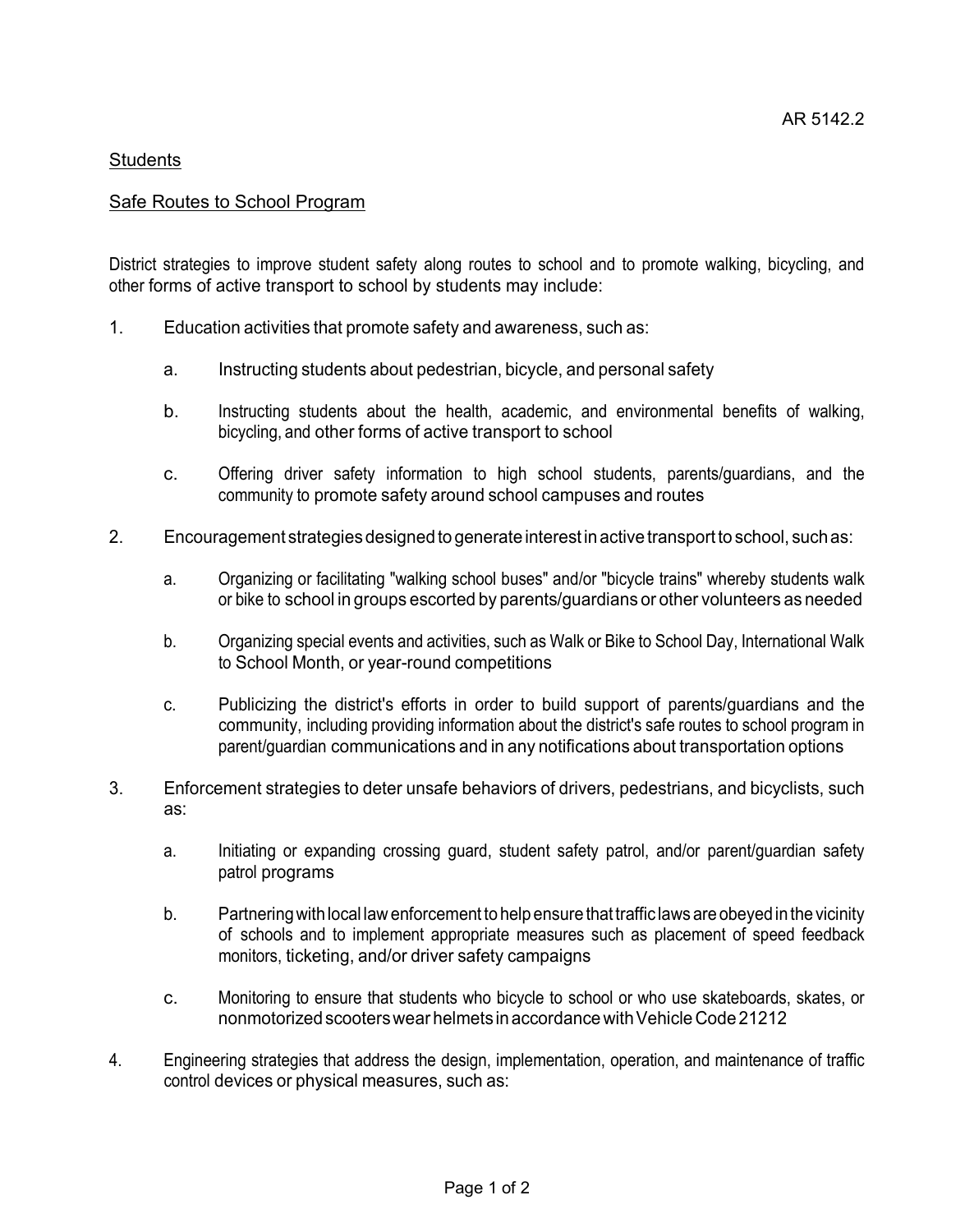AR 5142.2

Students

## Safe Routes to School Program

District strategies to improve student safety along routes to school and to promote walking, bicycling, and other forms of active transport to school by students may include:

1. Education activities that promote safety and awareness, such as:

    a. Instructing students about pedestrian, bicycle, and personal safety

    b. Instructing students about the health, academic, and environmental benefits of walking, bicycling, and other forms of active transport to school

    c. Offering driver safety information to high school students, parents/guardians, and the community to promote safety around school campuses and routes

2. Encouragement strategies designed to generate interest in active transport to school, such as:

    a. Organizing or facilitating "walking school buses" and/or "bicycle trains" whereby students walk or bike to school in groups escorted by parents/guardians or other volunteers as needed

    b. Organizing special events and activities, such as Walk or Bike to School Day, International Walk to School Month, or year-round competitions

    c. Publicizing the district's efforts in order to build support of parents/guardians and the community, including providing information about the district's safe routes to school program in parent/guardian communications and in any notifications about transportation options

3. Enforcement strategies to deter unsafe behaviors of drivers, pedestrians, and bicyclists, such as:

    a. Initiating or expanding crossing guard, student safety patrol, and/or parent/guardian safety patrol programs

    b. Partnering with local law enforcement to help ensure that traffic laws are obeyed in the vicinity of schools and to implement appropriate measures such as placement of speed feedback monitors, ticketing, and/or driver safety campaigns

    c. Monitoring to ensure that students who bicycle to school or who use skateboards, skates, or nonmotorized scooters wear helmets in accordance with Vehicle Code 21212

4. Engineering strategies that address the design, implementation, operation, and maintenance of traffic control devices or physical measures, such as: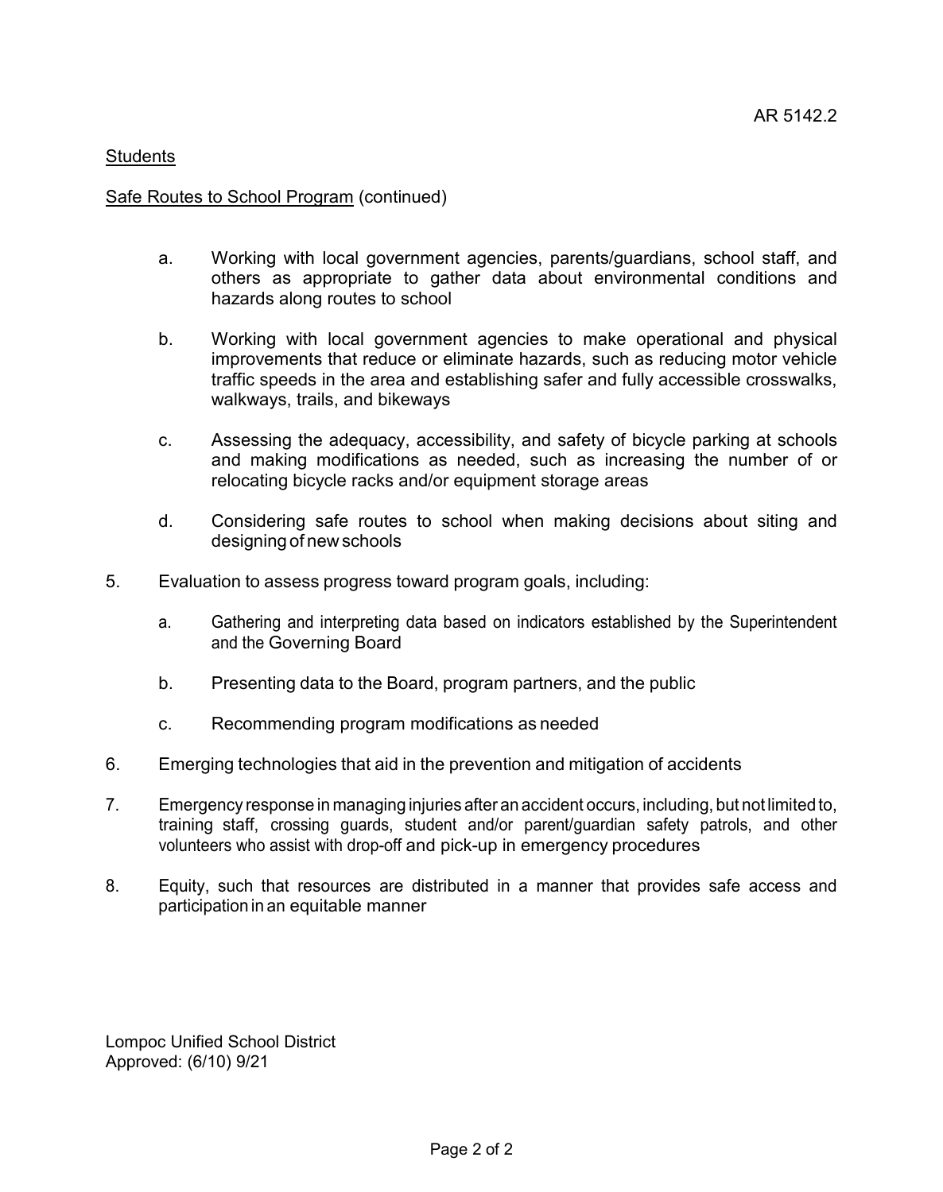Students

Safe Routes to School Program (continued)

   a. Working with local government agencies, parents/guardians, school staff, and others as appropriate to gather data about environmental conditions and hazards along routes to school

   b. Working with local government agencies to make operational and physical improvements that reduce or eliminate hazards, such as reducing motor vehicle traffic speeds in the area and establishing safer and fully accessible crosswalks, walkways, trails, and bikeways

   c. Assessing the adequacy, accessibility, and safety of bicycle parking at schools and making modifications as needed, such as increasing the number of or relocating bicycle racks and/or equipment storage areas

   d. Considering safe routes to school when making decisions about siting and designing of new schools

5. Evaluation to assess progress toward program goals, including:

   a. Gathering and interpreting data based on indicators established by the Superintendent and the Governing Board

   b. Presenting data to the Board, program partners, and the public

   c. Recommending program modifications as needed

6. Emerging technologies that aid in the prevention and mitigation of accidents

7. Emergency response in managing injuries after an accident occurs, including, but not limited to, training staff, crossing guards, student and/or parent/guardian safety patrols, and other volunteers who assist with drop-off and pick-up in emergency procedures

8. Equity, such that resources are distributed in a manner that provides safe access and participation in an equitable manner

Lompoc Unified School District
Approved: (6/10) 9/21